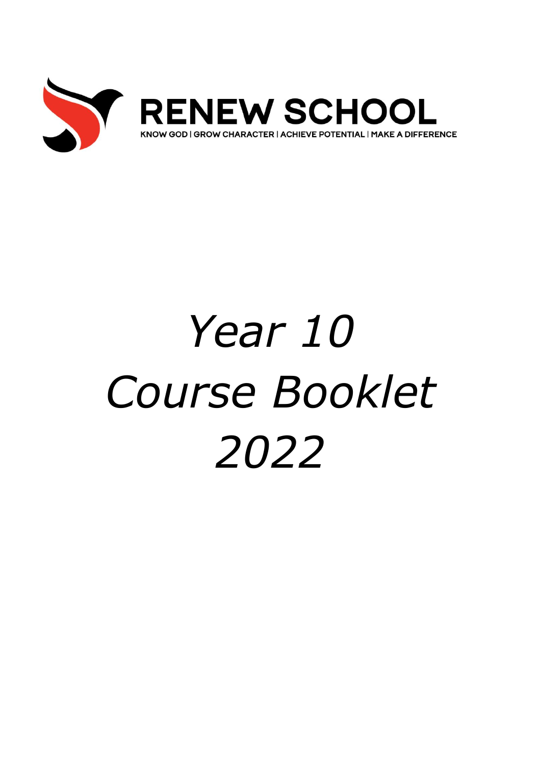# RENEW SCHOOL

KNOW GOD | GROW CHARACTER | ACHIEVE POTENTIAL | MAKE A DIFFERENCE

# *Year 10 Course Booklet 2022*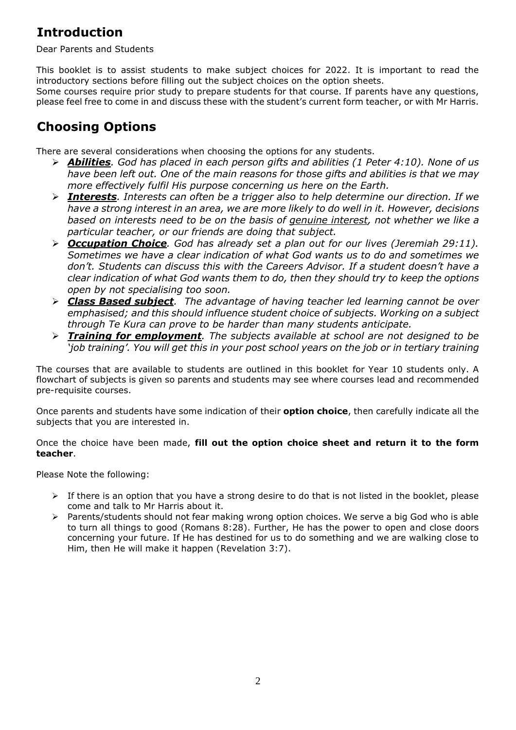## Introduction

Dear Parents and Students

This booklet is to assist students to make subject choices for 2022. It is important to read the introductory sections before filling out the subject choices on the option sheets.
Some courses require prior study to prepare students for that course. If parents have any questions, please feel free to come in and discuss these with the student's current form teacher, or with Mr Harris.

## Choosing Options

There are several considerations when choosing the options for any students.

- ***Abilities***. *God has placed in each person gifts and abilities (1 Peter 4:10). None of us have been left out. One of the main reasons for those gifts and abilities is that we may more effectively fulfil His purpose concerning us here on the Earth.*
- ***Interests***. *Interests can often be a trigger also to help determine our direction. If we have a strong interest in an area, we are more likely to do well in it. However, decisions based on interests need to be on the basis of genuine interest, not whether we like a particular teacher, or our friends are doing that subject.*
- ***Occupation Choice***. *God has already set a plan out for our lives (Jeremiah 29:11). Sometimes we have a clear indication of what God wants us to do and sometimes we don't. Students can discuss this with the Careers Advisor. If a student doesn't have a clear indication of what God wants them to do, then they should try to keep the options open by not specialising too soon.*
- ***Class Based subject***. *The advantage of having teacher led learning cannot be over emphasised; and this should influence student choice of subjects. Working on a subject through Te Kura can prove to be harder than many students anticipate.*
- ***Training for employment***. *The subjects available at school are not designed to be 'job training'. You will get this in your post school years on the job or in tertiary training*

The courses that are available to students are outlined in this booklet for Year 10 students only. A flowchart of subjects is given so parents and students may see where courses lead and recommended pre-requisite courses.

Once parents and students have some indication of their **option choice**, then carefully indicate all the subjects that you are interested in.

Once the choice have been made, **fill out the option choice sheet and return it to the form teacher**.

Please Note the following:

- If there is an option that you have a strong desire to do that is not listed in the booklet, please come and talk to Mr Harris about it.
- Parents/students should not fear making wrong option choices. We serve a big God who is able to turn all things to good (Romans 8:28). Further, He has the power to open and close doors concerning your future. If He has destined for us to do something and we are walking close to Him, then He will make it happen (Revelation 3:7).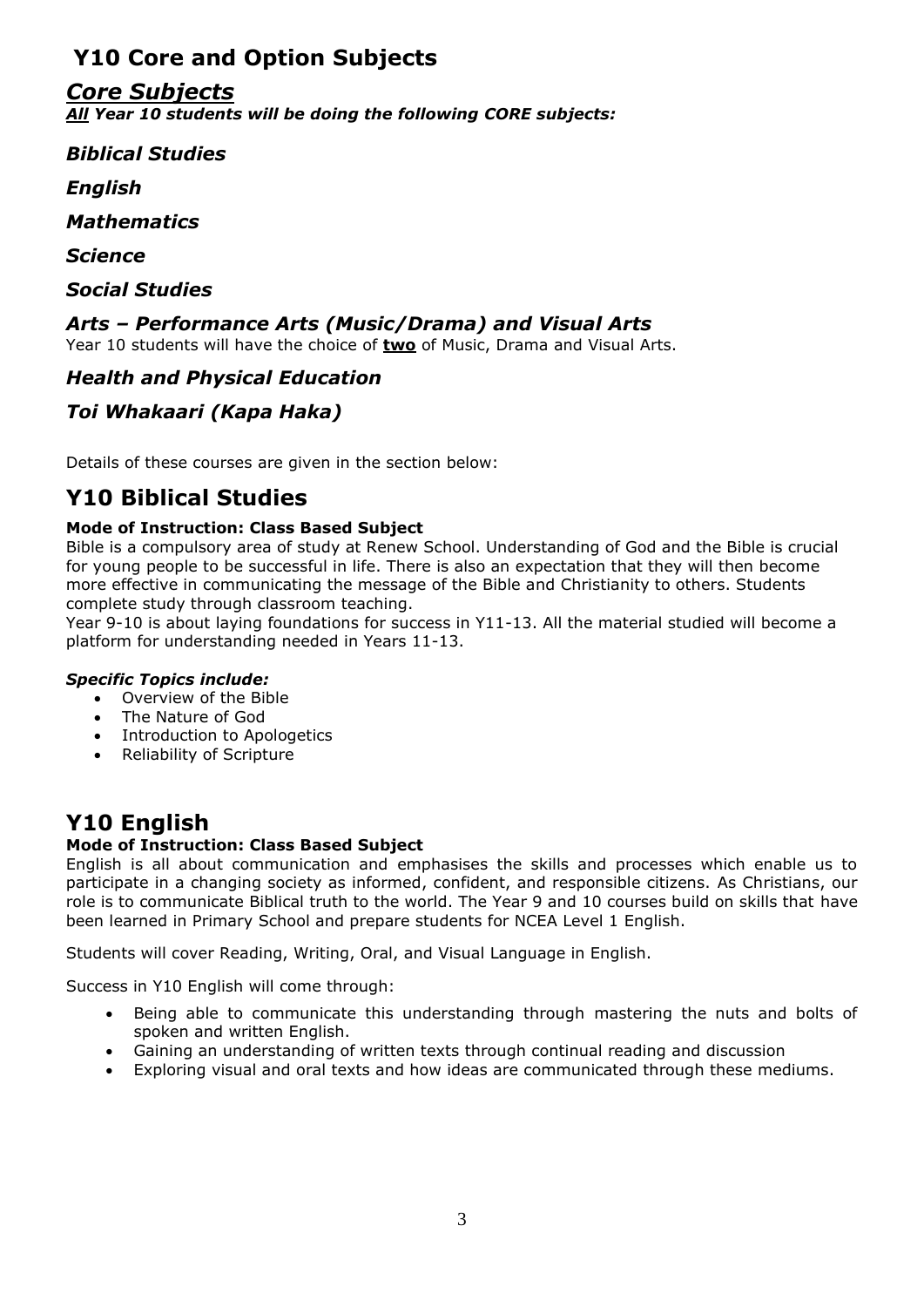# Y10 Core and Option Subjects

## *Core Subjects*

***All** Year 10 students will be doing the following CORE subjects:*

### *Biblical Studies*

### *English*

### *Mathematics*

### *Science*

### *Social Studies*

### *Arts – Performance Arts (Music/Drama) and Visual Arts*

Year 10 students will have the choice of **two** of Music, Drama and Visual Arts.

### *Health and Physical Education*

### *Toi Whakaari (Kapa Haka)*

Details of these courses are given in the section below:

# Y10 Biblical Studies

**Mode of Instruction: Class Based Subject**

Bible is a compulsory area of study at Renew School. Understanding of God and the Bible is crucial for young people to be successful in life. There is also an expectation that they will then become more effective in communicating the message of the Bible and Christianity to others. Students complete study through classroom teaching.

Year 9-10 is about laying foundations for success in Y11-13. All the material studied will become a platform for understanding needed in Years 11-13.

***Specific Topics include:***

- Overview of the Bible
- The Nature of God
- Introduction to Apologetics
- Reliability of Scripture

# Y10 English

**Mode of Instruction: Class Based Subject**

English is all about communication and emphasises the skills and processes which enable us to participate in a changing society as informed, confident, and responsible citizens. As Christians, our role is to communicate Biblical truth to the world. The Year 9 and 10 courses build on skills that have been learned in Primary School and prepare students for NCEA Level 1 English.

Students will cover Reading, Writing, Oral, and Visual Language in English.

Success in Y10 English will come through:

- Being able to communicate this understanding through mastering the nuts and bolts of spoken and written English.
- Gaining an understanding of written texts through continual reading and discussion
- Exploring visual and oral texts and how ideas are communicated through these mediums.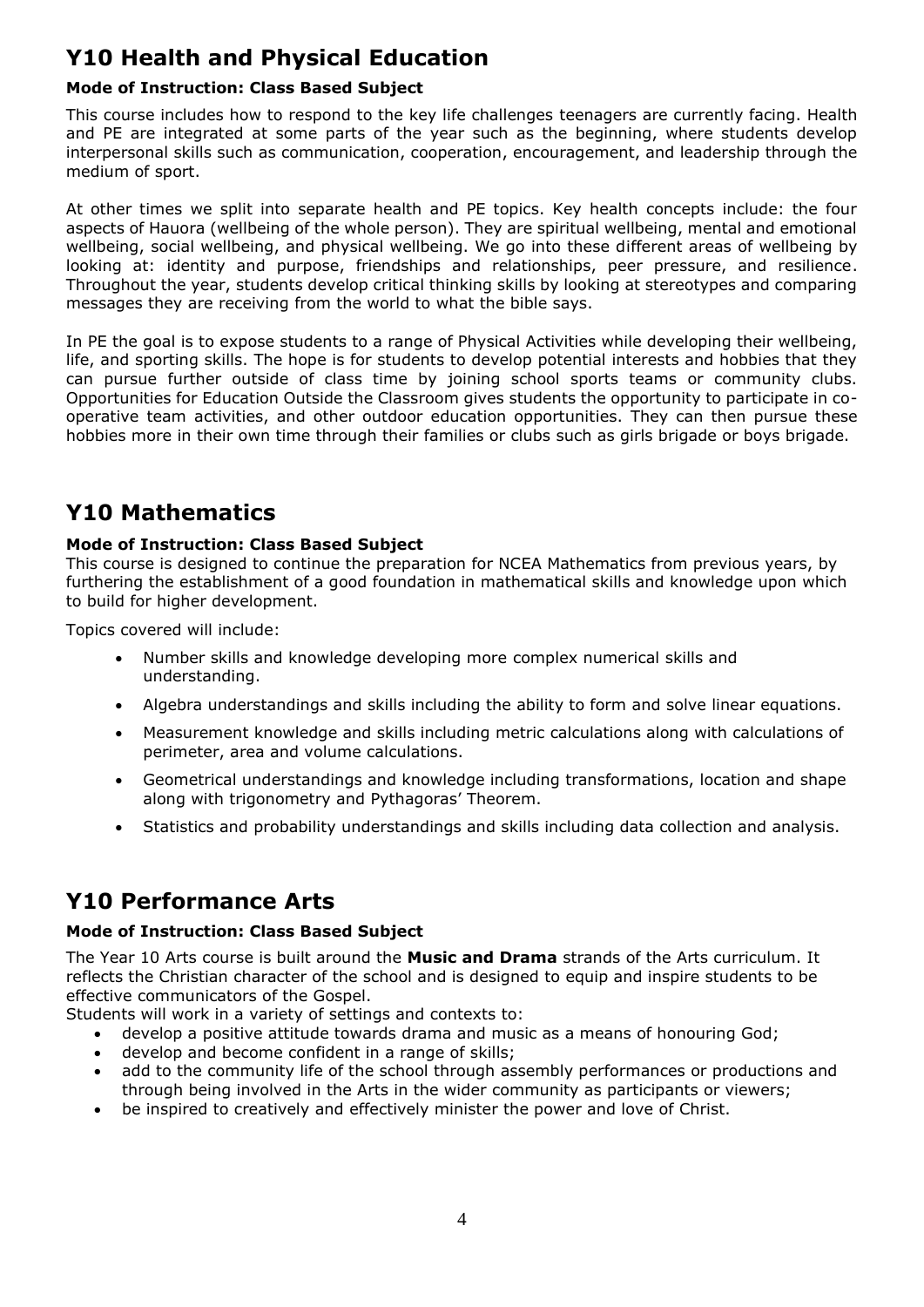## Y10 Health and Physical Education

**Mode of Instruction: Class Based Subject**

This course includes how to respond to the key life challenges teenagers are currently facing. Health and PE are integrated at some parts of the year such as the beginning, where students develop interpersonal skills such as communication, cooperation, encouragement, and leadership through the medium of sport.

At other times we split into separate health and PE topics. Key health concepts include: the four aspects of Hauora (wellbeing of the whole person). They are spiritual wellbeing, mental and emotional wellbeing, social wellbeing, and physical wellbeing. We go into these different areas of wellbeing by looking at: identity and purpose, friendships and relationships, peer pressure, and resilience. Throughout the year, students develop critical thinking skills by looking at stereotypes and comparing messages they are receiving from the world to what the bible says.

In PE the goal is to expose students to a range of Physical Activities while developing their wellbeing, life, and sporting skills. The hope is for students to develop potential interests and hobbies that they can pursue further outside of class time by joining school sports teams or community clubs. Opportunities for Education Outside the Classroom gives students the opportunity to participate in co-operative team activities, and other outdoor education opportunities. They can then pursue these hobbies more in their own time through their families or clubs such as girls brigade or boys brigade.

## Y10 Mathematics

**Mode of Instruction: Class Based Subject**

This course is designed to continue the preparation for NCEA Mathematics from previous years, by furthering the establishment of a good foundation in mathematical skills and knowledge upon which to build for higher development.

Topics covered will include:

- Number skills and knowledge developing more complex numerical skills and understanding.
- Algebra understandings and skills including the ability to form and solve linear equations.
- Measurement knowledge and skills including metric calculations along with calculations of perimeter, area and volume calculations.
- Geometrical understandings and knowledge including transformations, location and shape along with trigonometry and Pythagoras' Theorem.
- Statistics and probability understandings and skills including data collection and analysis.

## Y10 Performance Arts

**Mode of Instruction: Class Based Subject**

The Year 10 Arts course is built around the **Music and Drama** strands of the Arts curriculum. It reflects the Christian character of the school and is designed to equip and inspire students to be effective communicators of the Gospel.

Students will work in a variety of settings and contexts to:

- develop a positive attitude towards drama and music as a means of honouring God;
- develop and become confident in a range of skills;
- add to the community life of the school through assembly performances or productions and through being involved in the Arts in the wider community as participants or viewers;
- be inspired to creatively and effectively minister the power and love of Christ.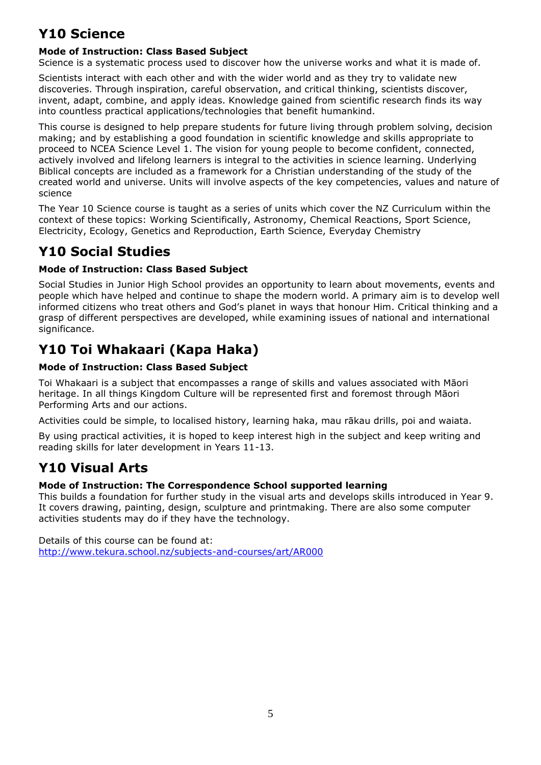# Y10 Science

**Mode of Instruction: Class Based Subject**

Science is a systematic process used to discover how the universe works and what it is made of.

Scientists interact with each other and with the wider world and as they try to validate new discoveries. Through inspiration, careful observation, and critical thinking, scientists discover, invent, adapt, combine, and apply ideas. Knowledge gained from scientific research finds its way into countless practical applications/technologies that benefit humankind.

This course is designed to help prepare students for future living through problem solving, decision making; and by establishing a good foundation in scientific knowledge and skills appropriate to proceed to NCEA Science Level 1. The vision for young people to become confident, connected, actively involved and lifelong learners is integral to the activities in science learning. Underlying Biblical concepts are included as a framework for a Christian understanding of the study of the created world and universe. Units will involve aspects of the key competencies, values and nature of science

The Year 10 Science course is taught as a series of units which cover the NZ Curriculum within the context of these topics: Working Scientifically, Astronomy, Chemical Reactions, Sport Science, Electricity, Ecology, Genetics and Reproduction, Earth Science, Everyday Chemistry

# Y10 Social Studies

**Mode of Instruction: Class Based Subject**

Social Studies in Junior High School provides an opportunity to learn about movements, events and people which have helped and continue to shape the modern world. A primary aim is to develop well informed citizens who treat others and God's planet in ways that honour Him. Critical thinking and a grasp of different perspectives are developed, while examining issues of national and international significance.

# Y10 Toi Whakaari (Kapa Haka)

**Mode of Instruction: Class Based Subject**

Toi Whakaari is a subject that encompasses a range of skills and values associated with Māori heritage. In all things Kingdom Culture will be represented first and foremost through Māori Performing Arts and our actions.

Activities could be simple, to localised history, learning haka, mau rākau drills, poi and waiata.

By using practical activities, it is hoped to keep interest high in the subject and keep writing and reading skills for later development in Years 11-13.

# Y10 Visual Arts

**Mode of Instruction: The Correspondence School supported learning**

This builds a foundation for further study in the visual arts and develops skills introduced in Year 9. It covers drawing, painting, design, sculpture and printmaking. There are also some computer activities students may do if they have the technology.

Details of this course can be found at:
[http://www.tekura.school.nz/subjects-and-courses/art/AR000](http://www.tekura.school.nz/subjects-and-courses/art/AR000)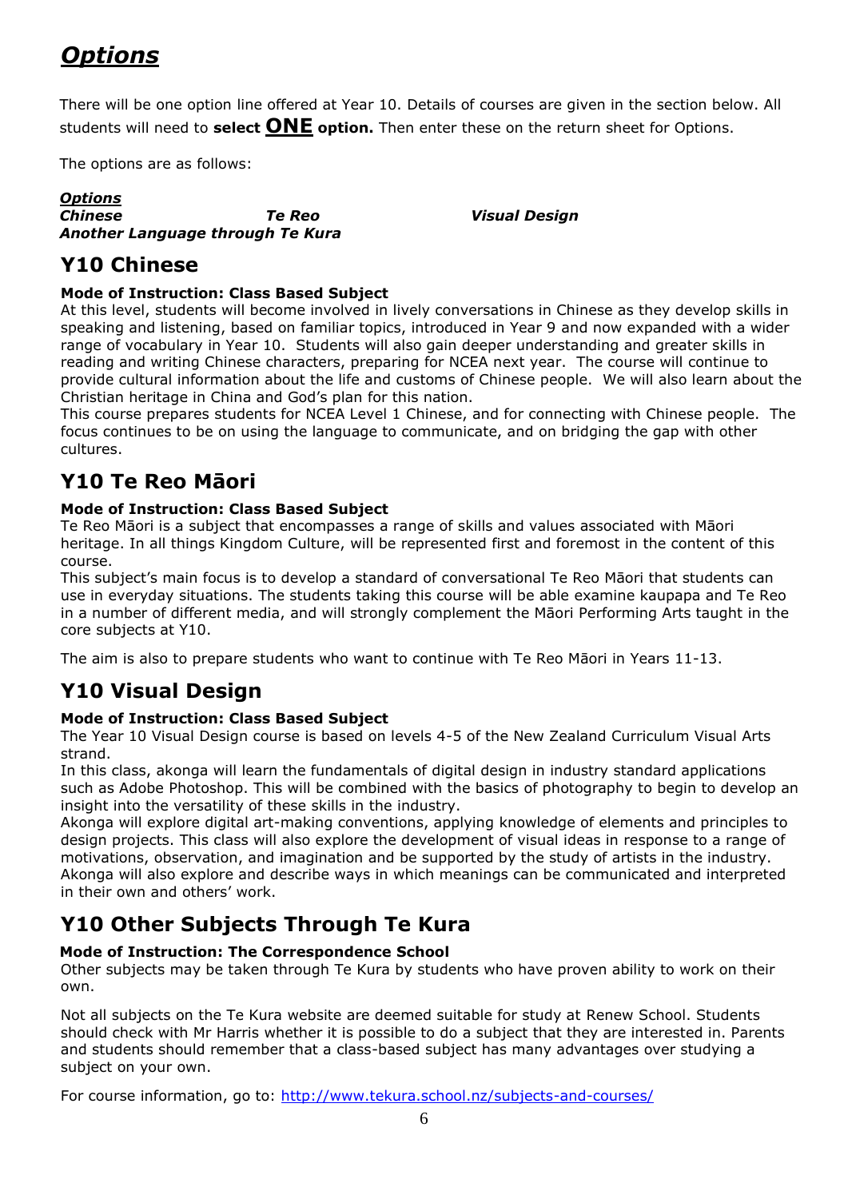# *Options*

There will be one option line offered at Year 10. Details of courses are given in the section below. All students will need to **select ONE option.** Then enter these on the return sheet for Options.

The options are as follows:

***Options***

| | | |
|---|---|---|
| ***Chinese*** | ***Te Reo*** | ***Visual Design*** |
| ***Another Language through Te Kura*** | | |

## Y10 Chinese

**Mode of Instruction: Class Based Subject**

At this level, students will become involved in lively conversations in Chinese as they develop skills in speaking and listening, based on familiar topics, introduced in Year 9 and now expanded with a wider range of vocabulary in Year 10. Students will also gain deeper understanding and greater skills in reading and writing Chinese characters, preparing for NCEA next year. The course will continue to provide cultural information about the life and customs of Chinese people. We will also learn about the Christian heritage in China and God's plan for this nation.

This course prepares students for NCEA Level 1 Chinese, and for connecting with Chinese people. The focus continues to be on using the language to communicate, and on bridging the gap with other cultures.

## Y10 Te Reo Māori

**Mode of Instruction: Class Based Subject**

Te Reo Māori is a subject that encompasses a range of skills and values associated with Māori heritage. In all things Kingdom Culture, will be represented first and foremost in the content of this course.

This subject's main focus is to develop a standard of conversational Te Reo Māori that students can use in everyday situations. The students taking this course will be able examine kaupapa and Te Reo in a number of different media, and will strongly complement the Māori Performing Arts taught in the core subjects at Y10.

The aim is also to prepare students who want to continue with Te Reo Māori in Years 11-13.

## Y10 Visual Design

**Mode of Instruction: Class Based Subject**

The Year 10 Visual Design course is based on levels 4-5 of the New Zealand Curriculum Visual Arts strand.

In this class, akonga will learn the fundamentals of digital design in industry standard applications such as Adobe Photoshop. This will be combined with the basics of photography to begin to develop an insight into the versatility of these skills in the industry.

Akonga will explore digital art-making conventions, applying knowledge of elements and principles to design projects. This class will also explore the development of visual ideas in response to a range of motivations, observation, and imagination and be supported by the study of artists in the industry. Akonga will also explore and describe ways in which meanings can be communicated and interpreted in their own and others' work.

## Y10 Other Subjects Through Te Kura

**Mode of Instruction: The Correspondence School**

Other subjects may be taken through Te Kura by students who have proven ability to work on their own.

Not all subjects on the Te Kura website are deemed suitable for study at Renew School. Students should check with Mr Harris whether it is possible to do a subject that they are interested in. Parents and students should remember that a class-based subject has many advantages over studying a subject on your own.

For course information, go to: http://www.tekura.school.nz/subjects-and-courses/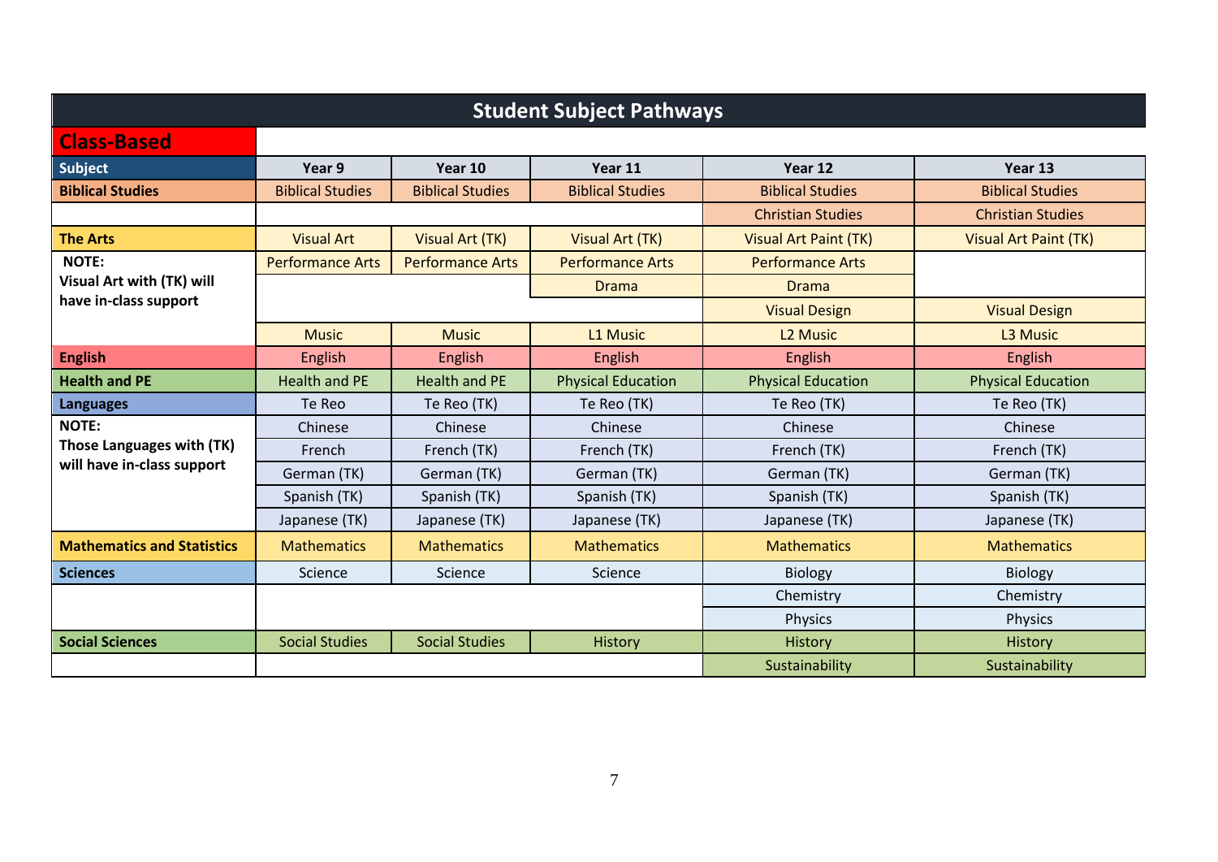# Student Subject Pathways

## Class-Based

| Subject | Year 9 | Year 10 | Year 11 | Year 12 | Year 13 |
|---|---|---|---|---|---|
| **Biblical Studies** | Biblical Studies | Biblical Studies | Biblical Studies | Biblical Studies | Biblical Studies |
| | | | | Christian Studies | Christian Studies |
| **The Arts** | Visual Art | Visual Art (TK) | Visual Art (TK) | Visual Art Paint (TK) | Visual Art Paint (TK) |
| **NOTE: Visual Art with (TK) will have in-class support** | Performance Arts | Performance Arts | Performance Arts | Performance Arts | |
| | | | Drama | Drama | |
| | | | | Visual Design | Visual Design |
| | Music | Music | L1 Music | L2 Music | L3 Music |
| **English** | English | English | English | English | English |
| **Health and PE** | Health and PE | Health and PE | Physical Education | Physical Education | Physical Education |
| **Languages** | Te Reo | Te Reo (TK) | Te Reo (TK) | Te Reo (TK) | Te Reo (TK) |
| **NOTE: Those Languages with (TK) will have in-class support** | Chinese | Chinese | Chinese | Chinese | Chinese |
| | French | French (TK) | French (TK) | French (TK) | French (TK) |
| | German (TK) | German (TK) | German (TK) | German (TK) | German (TK) |
| | Spanish (TK) | Spanish (TK) | Spanish (TK) | Spanish (TK) | Spanish (TK) |
| | Japanese (TK) | Japanese (TK) | Japanese (TK) | Japanese (TK) | Japanese (TK) |
| **Mathematics and Statistics** | Mathematics | Mathematics | Mathematics | Mathematics | Mathematics |
| **Sciences** | Science | Science | Science | Biology | Biology |
| | | | | Chemistry | Chemistry |
| | | | | Physics | Physics |
| **Social Sciences** | Social Studies | Social Studies | History | History | History |
| | | | | Sustainability | Sustainability |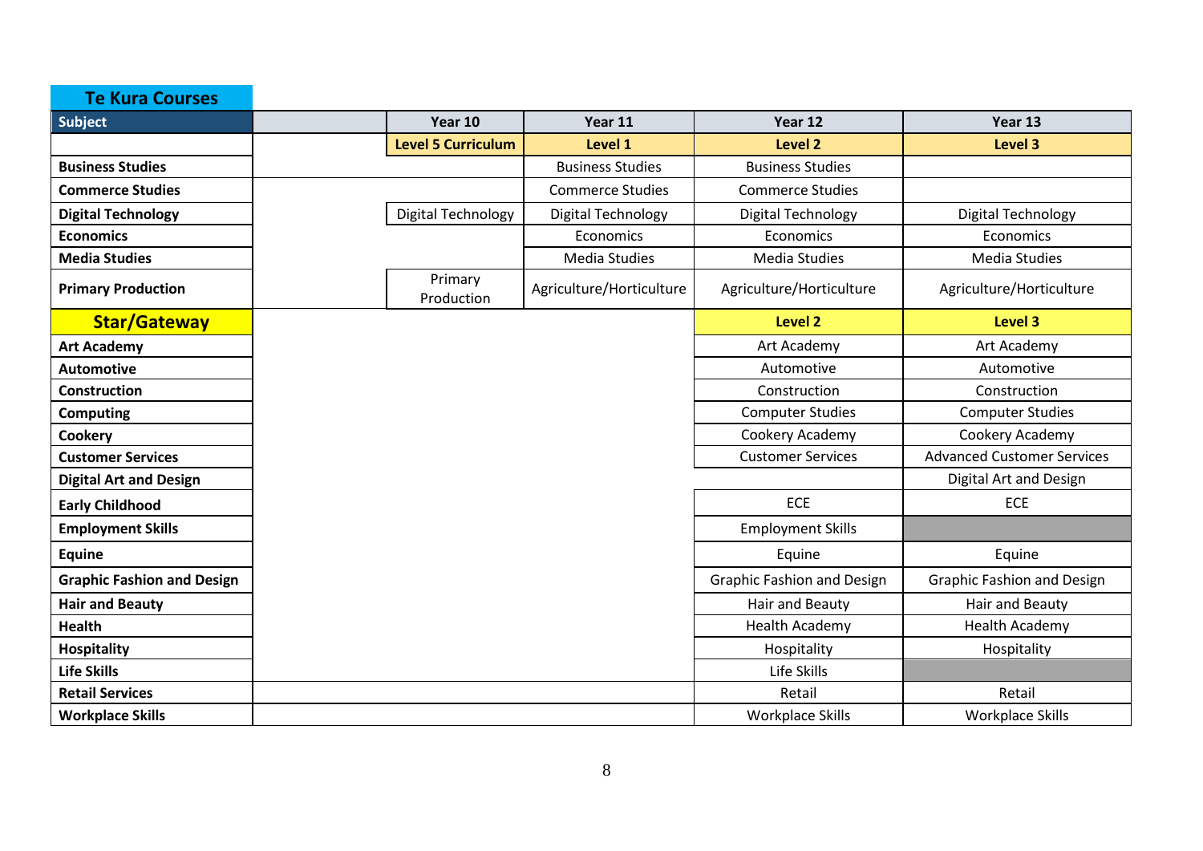| **Te Kura Courses** | | | | | |
|---|---|---|---|---|---|
| **Subject** | | **Year 10** | **Year 11** | **Year 12** | **Year 13** |
| | | **Level 5 Curriculum** | **Level 1** | **Level 2** | **Level 3** |
| **Business Studies** | | | Business Studies | Business Studies | |
| **Commerce Studies** | | | Commerce Studies | Commerce Studies | |
| **Digital Technology** | | Digital Technology | Digital Technology | Digital Technology | Digital Technology |
| **Economics** | | | Economics | Economics | Economics |
| **Media Studies** | | | Media Studies | Media Studies | Media Studies |
| **Primary Production** | | Primary Production | Agriculture/Horticulture | Agriculture/Horticulture | Agriculture/Horticulture |
| **Star/Gateway** | | | | **Level 2** | **Level 3** |
| **Art Academy** | | | | Art Academy | Art Academy |
| **Automotive** | | | | Automotive | Automotive |
| **Construction** | | | | Construction | Construction |
| **Computing** | | | | Computer Studies | Computer Studies |
| **Cookery** | | | | Cookery Academy | Cookery Academy |
| **Customer Services** | | | | Customer Services | Advanced Customer Services |
| **Digital Art and Design** | | | | | Digital Art and Design |
| **Early Childhood** | | | | ECE | ECE |
| **Employment Skills** | | | | Employment Skills | |
| **Equine** | | | | Equine | Equine |
| **Graphic Fashion and Design** | | | | Graphic Fashion and Design | Graphic Fashion and Design |
| **Hair and Beauty** | | | | Hair and Beauty | Hair and Beauty |
| **Health** | | | | Health Academy | Health Academy |
| **Hospitality** | | | | Hospitality | Hospitality |
| **Life Skills** | | | | Life Skills | |
| **Retail Services** | | | | Retail | Retail |
| **Workplace Skills** | | | | Workplace Skills | Workplace Skills |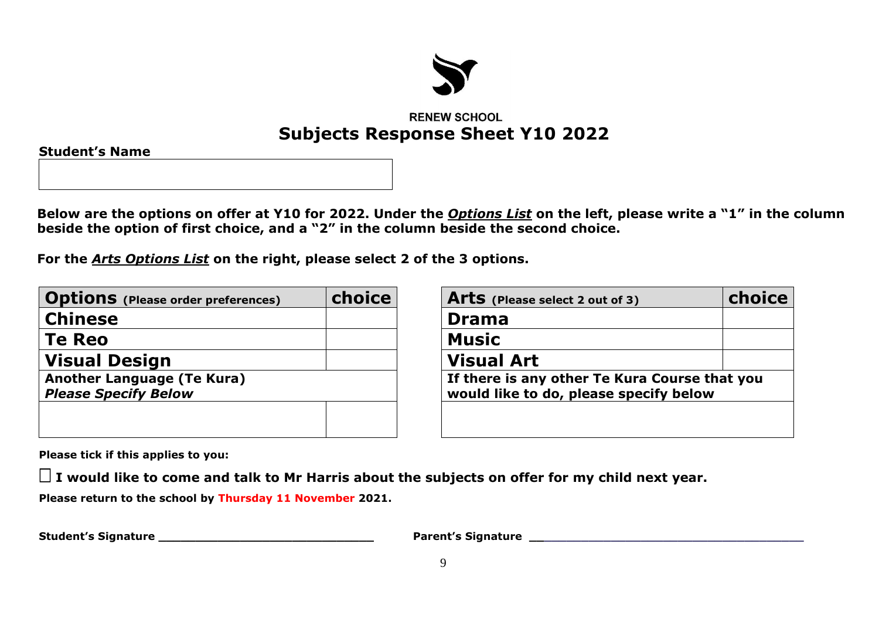RENEW SCHOOL

# Subjects Response Sheet Y10 2022

**Student's Name**

**Below are the options on offer at Y10 for 2022. Under the *Options List* on the left, please write a "1" in the column beside the option of first choice, and a "2" in the column beside the second choice.**

**For the *Arts Options List* on the right, please select 2 of the 3 options.**

| Options (Please order preferences) | choice |
|---|---|
| Chinese | |
| Te Reo | |
| Visual Design | |
| Another Language (Te Kura) *Please Specify Below* | |
| | |

| Arts (Please select 2 out of 3) | choice |
|---|---|
| Drama | |
| Music | |
| Visual Art | |
| If there is any other Te Kura Course that you would like to do, please specify below | |
| | |

**Please tick if this applies to you:**

☐ **I would like to come and talk to Mr Harris about the subjects on offer for my child next year.**

**Please return to the school by Thursday 11 November 2021.**

**Student's Signature** ______________________________ **Parent's Signature** ______________________________